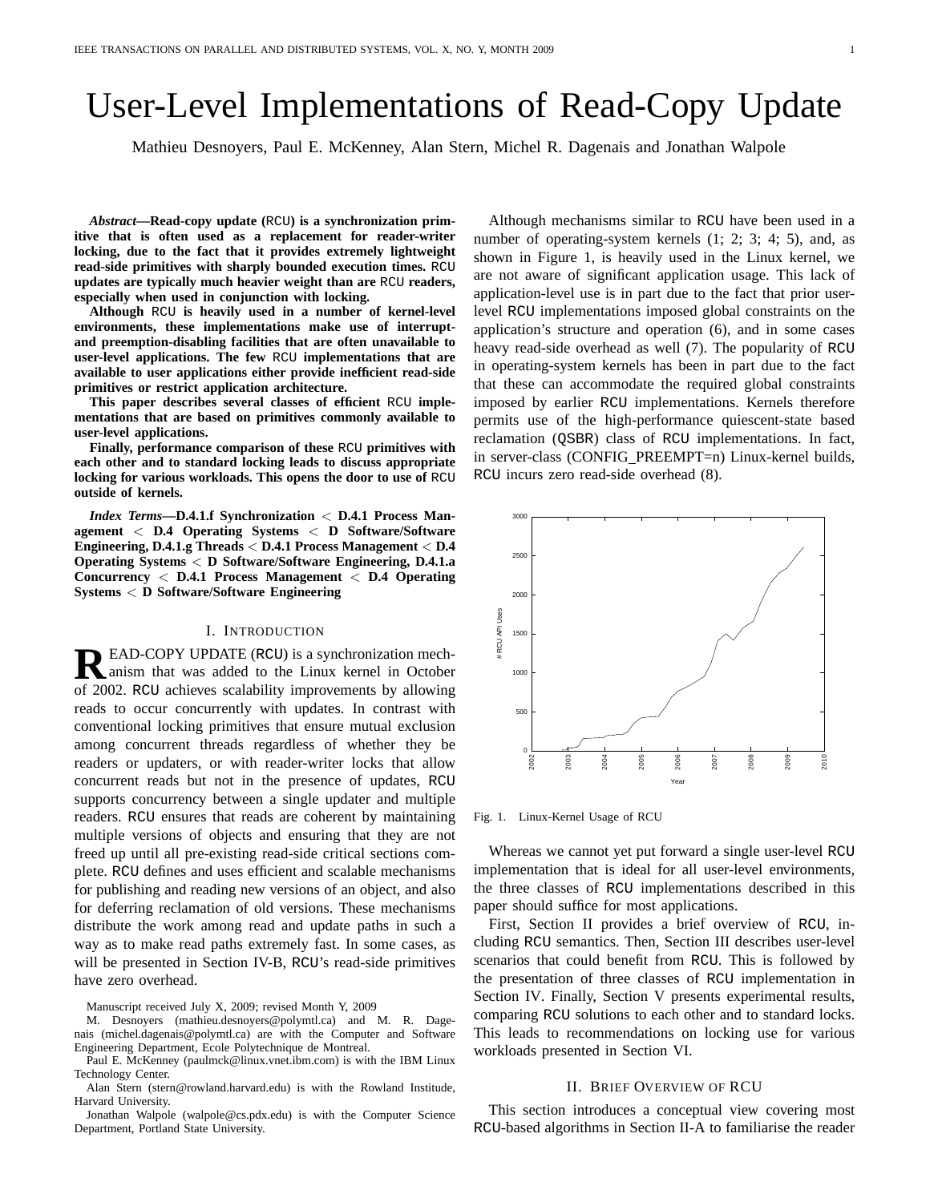# User-Level Implementations of Read-Copy Update

Mathieu Desnoyers, Paul E. McKenney, Alan Stern, Michel R. Dagenais and Jonathan Walpole

***Abstract*—Read-copy update (RCU) is a synchronization primitive that is often used as a replacement for reader-writer locking, due to the fact that it provides extremely lightweight read-side primitives with sharply bounded execution times. RCU updates are typically much heavier weight than are RCU readers, especially when used in conjunction with locking.**

**Although RCU is heavily used in a number of kernel-level environments, these implementations make use of interrupt- and preemption-disabling facilities that are often unavailable to user-level applications. The few RCU implementations that are available to user applications either provide inefficient read-side primitives or restrict application architecture.**

**This paper describes several classes of efficient RCU implementations that are based on primitives commonly available to user-level applications.**

**Finally, performance comparison of these RCU primitives with each other and to standard locking leads to discuss appropriate locking for various workloads. This opens the door to use of RCU outside of kernels.**

***Index Terms*—D.4.1.f Synchronization $<$ D.4.1 Process Management $<$ D.4 Operating Systems $<$ D Software/Software Engineering, D.4.1.g Threads $<$ D.4.1 Process Management $<$ D.4 Operating Systems $<$ D Software/Software Engineering, D.4.1.a Concurrency $<$ D.4.1 Process Management $<$ D.4 Operating Systems $<$ D Software/Software Engineering**

## I. Introduction

READ-COPY UPDATE (RCU) is a synchronization mechanism that was added to the Linux kernel in October of 2002. RCU achieves scalability improvements by allowing reads to occur concurrently with updates. In contrast with conventional locking primitives that ensure mutual exclusion among concurrent threads regardless of whether they be readers or updaters, or with reader-writer locks that allow concurrent reads but not in the presence of updates, RCU supports concurrency between a single updater and multiple readers. RCU ensures that reads are coherent by maintaining multiple versions of objects and ensuring that they are not freed up until all pre-existing read-side critical sections complete. RCU defines and uses efficient and scalable mechanisms for publishing and reading new versions of an object, and also for deferring reclamation of old versions. These mechanisms distribute the work among read and update paths in such a way as to make read paths extremely fast. In some cases, as will be presented in Section IV-B, RCU's read-side primitives have zero overhead.

Manuscript received July X, 2009; revised Month Y, 2009

M. Desnoyers (mathieu.desnoyers@polymtl.ca) and M. R. Dagenais (michel.dagenais@polymtl.ca) are with the Computer and Software Engineering Department, Ecole Polytechnique de Montreal.

Paul E. McKenney (paulmck@linux.vnet.ibm.com) is with the IBM Linux Technology Center.

Alan Stern (stern@rowland.harvard.edu) is with the Rowland Institute, Harvard University.

Jonathan Walpole (walpole@cs.pdx.edu) is with the Computer Science Department, Portland State University.

Although mechanisms similar to RCU have been used in a number of operating-system kernels (1; 2; 3; 4; 5), and, as shown in Figure 1, is heavily used in the Linux kernel, we are not aware of significant application usage. This lack of application-level use is in part due to the fact that prior user-level RCU implementations imposed global constraints on the application's structure and operation (6), and in some cases heavy read-side overhead as well (7). The popularity of RCU in operating-system kernels has been in part due to the fact that these can accommodate the required global constraints imposed by earlier RCU implementations. Kernels therefore permits use of the high-performance quiescent-state based reclamation (QSBR) class of RCU implementations. In fact, in server-class (CONFIG_PREEMPT=n) Linux-kernel builds, RCU incurs zero read-side overhead (8).

3000
2500
2000
1500
1000
500
0
# RCU API Uses
2002
2003
2004
2005
2006
2007
2008
2009
2010
Year

Fig. 1. Linux-Kernel Usage of RCU

Whereas we cannot yet put forward a single user-level RCU implementation that is ideal for all user-level environments, the three classes of RCU implementations described in this paper should suffice for most applications.

First, Section II provides a brief overview of RCU, including RCU semantics. Then, Section III describes user-level scenarios that could benefit from RCU. This is followed by the presentation of three classes of RCU implementation in Section IV. Finally, Section V presents experimental results, comparing RCU solutions to each other and to standard locks. This leads to recommendations on locking use for various workloads presented in Section VI.

## II. Brief Overview of RCU

This section introduces a conceptual view covering most RCU-based algorithms in Section II-A to familiarise the reader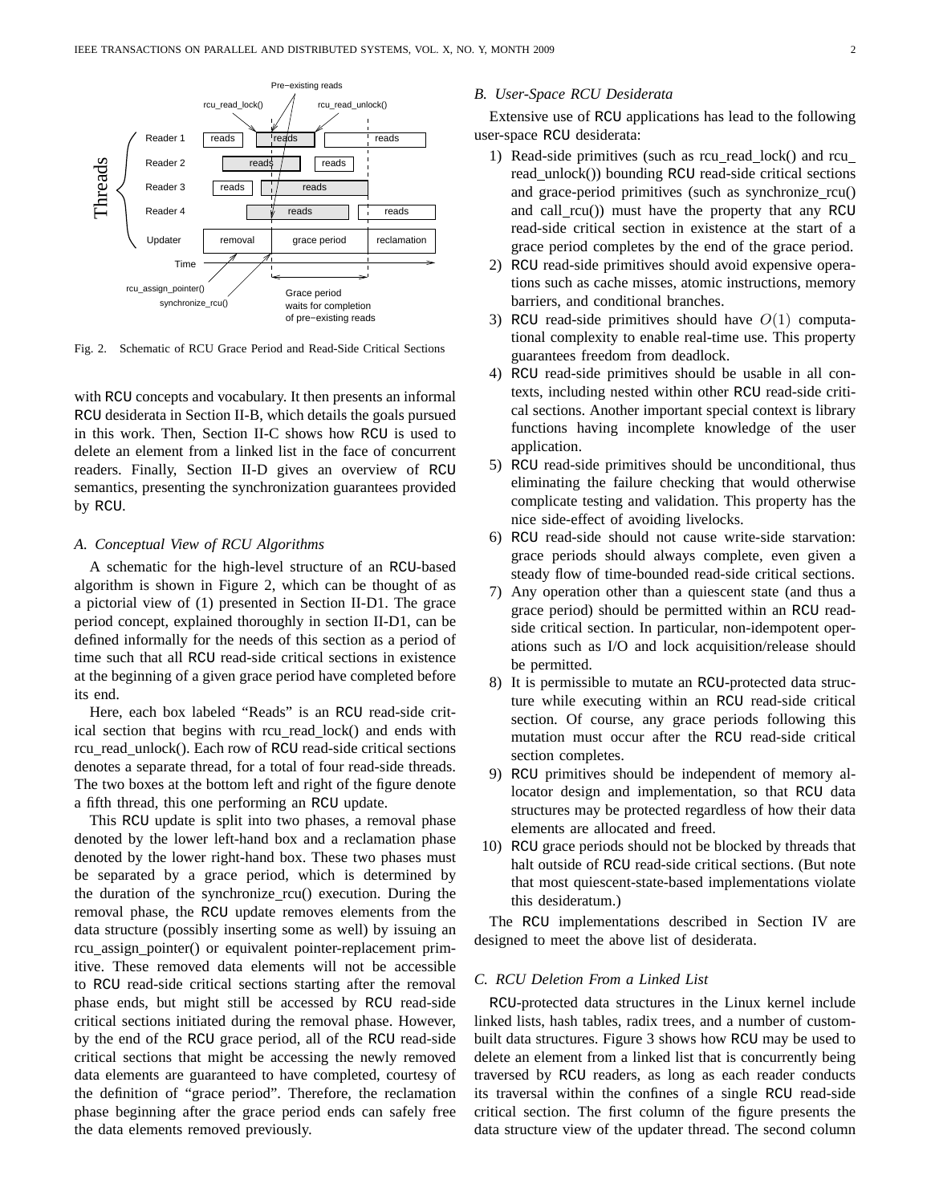Pre−existing reads

rcu_read_lock()

rcu_read_unlock()

Threads

Reader 1 reads reads reads

Reader 2 reads reads

Reader 3 reads reads

Reader 4 reads reads

Updater removal grace period reclamation

Time

rcu_assign_pointer()

synchronize_rcu()

Grace period
waits for completion
of pre−existing reads

Fig. 2. Schematic of RCU Grace Period and Read-Side Critical Sections

with RCU concepts and vocabulary. It then presents an informal RCU desiderata in Section II-B, which details the goals pursued in this work. Then, Section II-C shows how RCU is used to delete an element from a linked list in the face of concurrent readers. Finally, Section II-D gives an overview of RCU semantics, presenting the synchronization guarantees provided by RCU.

### A. Conceptual View of RCU Algorithms

A schematic for the high-level structure of an RCU-based algorithm is shown in Figure 2, which can be thought of as a pictorial view of (1) presented in Section II-D1. The grace period concept, explained thoroughly in section II-D1, can be defined informally for the needs of this section as a period of time such that all RCU read-side critical sections in existence at the beginning of a given grace period have completed before its end.

Here, each box labeled "Reads" is an RCU read-side critical section that begins with rcu_read_lock() and ends with rcu_read_unlock(). Each row of RCU read-side critical sections denotes a separate thread, for a total of four read-side threads. The two boxes at the bottom left and right of the figure denote a fifth thread, this one performing an RCU update.

This RCU update is split into two phases, a removal phase denoted by the lower left-hand box and a reclamation phase denoted by the lower right-hand box. These two phases must be separated by a grace period, which is determined by the duration of the synchronize_rcu() execution. During the removal phase, the RCU update removes elements from the data structure (possibly inserting some as well) by issuing an rcu_assign_pointer() or equivalent pointer-replacement primitive. These removed data elements will not be accessible to RCU read-side critical sections starting after the removal phase ends, but might still be accessed by RCU read-side critical sections initiated during the removal phase. However, by the end of the RCU grace period, all of the RCU read-side critical sections that might be accessing the newly removed data elements are guaranteed to have completed, courtesy of the definition of "grace period". Therefore, the reclamation phase beginning after the grace period ends can safely free the data elements removed previously.

### B. User-Space RCU Desiderata

Extensive use of RCU applications has lead to the following user-space RCU desiderata:

1) Read-side primitives (such as rcu_read_lock() and rcu_read_unlock()) bounding RCU read-side critical sections and grace-period primitives (such as synchronize_rcu() and call_rcu()) must have the property that any RCU read-side critical section in existence at the start of a grace period completes by the end of the grace period.
2) RCU read-side primitives should avoid expensive operations such as cache misses, atomic instructions, memory barriers, and conditional branches.
3) RCU read-side primitives should have $O(1)$ computational complexity to enable real-time use. This property guarantees freedom from deadlock.
4) RCU read-side primitives should be usable in all contexts, including nested within other RCU read-side critical sections. Another important special context is library functions having incomplete knowledge of the user application.
5) RCU read-side primitives should be unconditional, thus eliminating the failure checking that would otherwise complicate testing and validation. This property has the nice side-effect of avoiding livelocks.
6) RCU read-side should not cause write-side starvation: grace periods should always complete, even given a steady flow of time-bounded read-side critical sections.
7) Any operation other than a quiescent state (and thus a grace period) should be permitted within an RCU read-side critical section. In particular, non-idempotent operations such as I/O and lock acquisition/release should be permitted.
8) It is permissible to mutate an RCU-protected data structure while executing within an RCU read-side critical section. Of course, any grace periods following this mutation must occur after the RCU read-side critical section completes.
9) RCU primitives should be independent of memory allocator design and implementation, so that RCU data structures may be protected regardless of how their data elements are allocated and freed.
10) RCU grace periods should not be blocked by threads that halt outside of RCU read-side critical sections. (But note that most quiescent-state-based implementations violate this desideratum.)

The RCU implementations described in Section IV are designed to meet the above list of desiderata.

### C. RCU Deletion From a Linked List

RCU-protected data structures in the Linux kernel include linked lists, hash tables, radix trees, and a number of custom-built data structures. Figure 3 shows how RCU may be used to delete an element from a linked list that is concurrently being traversed by RCU readers, as long as each reader conducts its traversal within the confines of a single RCU read-side critical section. The first column of the figure presents the data structure view of the updater thread. The second column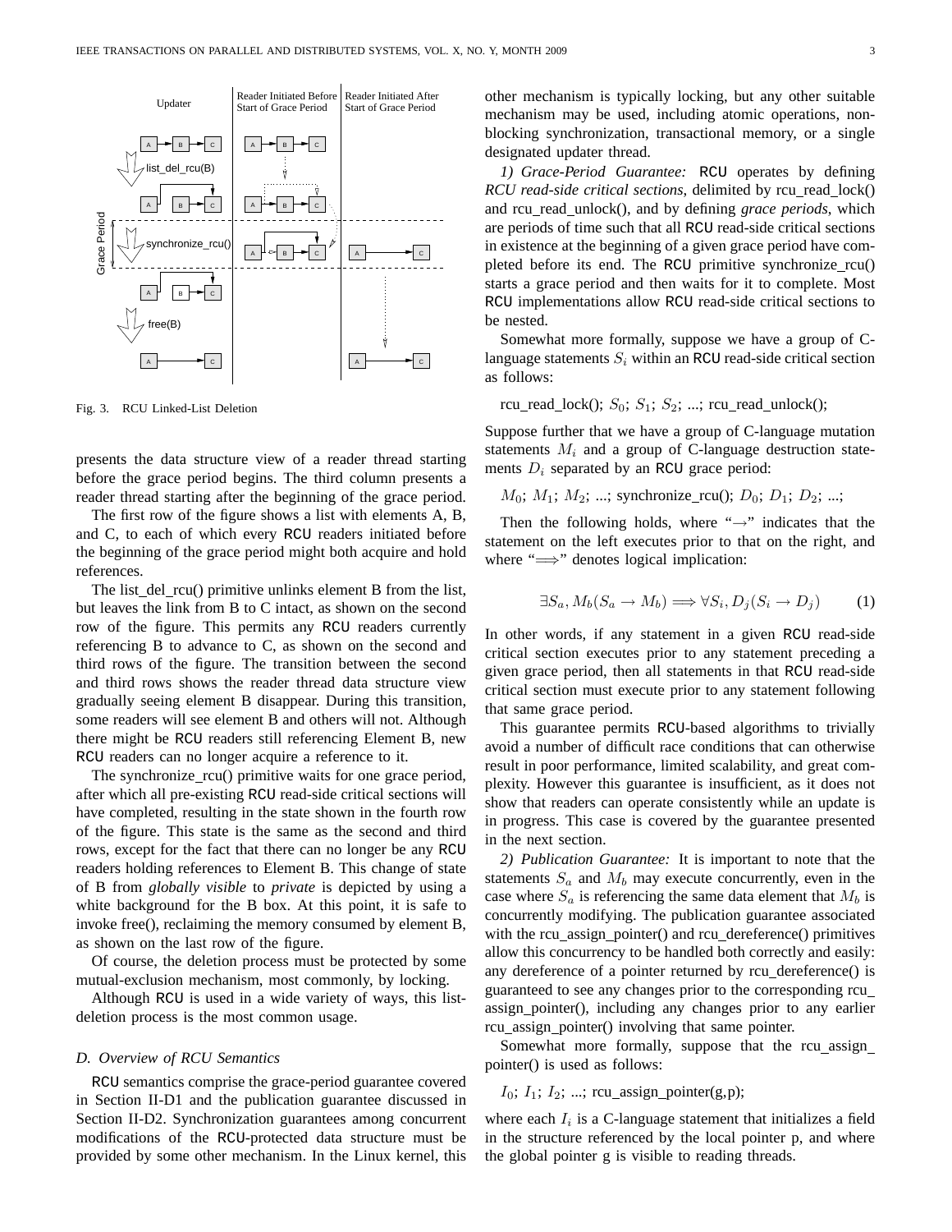Updater

Reader Initiated Before Start of Grace Period

Reader Initiated After Start of Grace Period

list_del_rcu(B)

Grace Period

synchronize_rcu()

free(B)

A B C

Fig. 3. RCU Linked-List Deletion

presents the data structure view of a reader thread starting before the grace period begins. The third column presents a reader thread starting after the beginning of the grace period.

The first row of the figure shows a list with elements A, B, and C, to each of which every RCU readers initiated before the beginning of the grace period might both acquire and hold references.

The list_del_rcu() primitive unlinks element B from the list, but leaves the link from B to C intact, as shown on the second row of the figure. This permits any RCU readers currently referencing B to advance to C, as shown on the second and third rows of the figure. The transition between the second and third rows shows the reader thread data structure view gradually seeing element B disappear. During this transition, some readers will see element B and others will not. Although there might be RCU readers still referencing Element B, new RCU readers can no longer acquire a reference to it.

The synchronize_rcu() primitive waits for one grace period, after which all pre-existing RCU read-side critical sections will have completed, resulting in the state shown in the fourth row of the figure. This state is the same as the second and third rows, except for the fact that there can no longer be any RCU readers holding references to Element B. This change of state of B from *globally visible* to *private* is depicted by using a white background for the B box. At this point, it is safe to invoke free(), reclaiming the memory consumed by element B, as shown on the last row of the figure.

Of course, the deletion process must be protected by some mutual-exclusion mechanism, most commonly, by locking.

Although RCU is used in a wide variety of ways, this list-deletion process is the most common usage.

### D. Overview of RCU Semantics

RCU semantics comprise the grace-period guarantee covered in Section II-D1 and the publication guarantee discussed in Section II-D2. Synchronization guarantees among concurrent modifications of the RCU-protected data structure must be provided by some other mechanism. In the Linux kernel, this other mechanism is typically locking, but any other suitable mechanism may be used, including atomic operations, non-blocking synchronization, transactional memory, or a single designated updater thread.

*1) Grace-Period Guarantee:* RCU operates by defining *RCU read-side critical sections*, delimited by rcu_read_lock() and rcu_read_unlock(), and by defining *grace periods*, which are periods of time such that all RCU read-side critical sections in existence at the beginning of a given grace period have completed before its end. The RCU primitive synchronize_rcu() starts a grace period and then waits for it to complete. Most RCU implementations allow RCU read-side critical sections to be nested.

Somewhat more formally, suppose we have a group of C-language statements $S_i$ within an RCU read-side critical section as follows:

rcu_read_lock(); $S_0$; $S_1$; $S_2$; ...; rcu_read_unlock();

Suppose further that we have a group of C-language mutation statements $M_i$ and a group of C-language destruction statements $D_i$ separated by an RCU grace period:

$M_0$; $M_1$; $M_2$; ...; synchronize_rcu(); $D_0$; $D_1$; $D_2$; ...;

Then the following holds, where "$\rightarrow$" indicates that the statement on the left executes prior to that on the right, and where "$\Longrightarrow$" denotes logical implication:

$$\exists S_a, M_b(S_a \rightarrow M_b) \Longrightarrow \forall S_i, D_j(S_i \rightarrow D_j) \tag{1}$$

In other words, if any statement in a given RCU read-side critical section executes prior to any statement preceding a given grace period, then all statements in that RCU read-side critical section must execute prior to any statement following that same grace period.

This guarantee permits RCU-based algorithms to trivially avoid a number of difficult race conditions that can otherwise result in poor performance, limited scalability, and great complexity. However this guarantee is insufficient, as it does not show that readers can operate consistently while an update is in progress. This case is covered by the guarantee presented in the next section.

*2) Publication Guarantee:* It is important to note that the statements $S_a$ and $M_b$ may execute concurrently, even in the case where $S_a$ is referencing the same data element that $M_b$ is concurrently modifying. The publication guarantee associated with the rcu_assign_pointer() and rcu_dereference() primitives allow this concurrency to be handled both correctly and easily: any dereference of a pointer returned by rcu_dereference() is guaranteed to see any changes prior to the corresponding rcu_assign_pointer(), including any changes prior to any earlier rcu_assign_pointer() involving that same pointer.

Somewhat more formally, suppose that the rcu_assign_pointer() is used as follows:

$I_0$; $I_1$; $I_2$; ...; rcu_assign_pointer(g,p);

where each $I_i$ is a C-language statement that initializes a field in the structure referenced by the local pointer p, and where the global pointer g is visible to reading threads.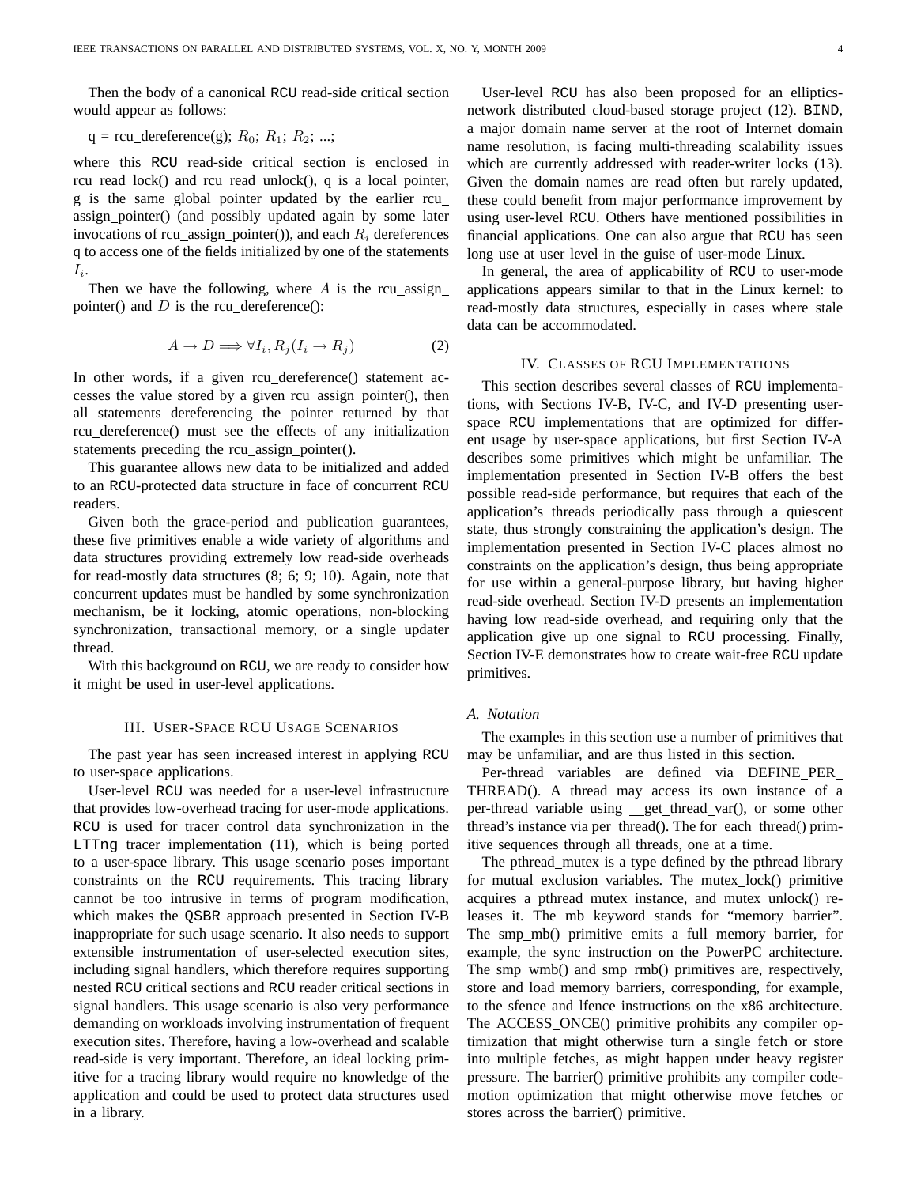Then the body of a canonical RCU read-side critical section would appear as follows:

q = rcu_dereference(g); $R_0$; $R_1$; $R_2$; ...;

where this RCU read-side critical section is enclosed in rcu_read_lock() and rcu_read_unlock(), q is a local pointer, g is the same global pointer updated by the earlier rcu_assign_pointer() (and possibly updated again by some later invocations of rcu_assign_pointer()), and each $R_i$ dereferences q to access one of the fields initialized by one of the statements $I_i$.

Then we have the following, where $A$ is the rcu_assign_pointer() and $D$ is the rcu_dereference():

$$A \rightarrow D \Longrightarrow \forall I_i, R_j (I_i \rightarrow R_j) \tag{2}$$

In other words, if a given rcu_dereference() statement accesses the value stored by a given rcu_assign_pointer(), then all statements dereferencing the pointer returned by that rcu_dereference() must see the effects of any initialization statements preceding the rcu_assign_pointer().

This guarantee allows new data to be initialized and added to an RCU-protected data structure in face of concurrent RCU readers.

Given both the grace-period and publication guarantees, these five primitives enable a wide variety of algorithms and data structures providing extremely low read-side overheads for read-mostly data structures (8; 6; 9; 10). Again, note that concurrent updates must be handled by some synchronization mechanism, be it locking, atomic operations, non-blocking synchronization, transactional memory, or a single updater thread.

With this background on RCU, we are ready to consider how it might be used in user-level applications.

## III. User-Space RCU Usage Scenarios

The past year has seen increased interest in applying RCU to user-space applications.

User-level RCU was needed for a user-level infrastructure that provides low-overhead tracing for user-mode applications. RCU is used for tracer control data synchronization in the LTTng tracer implementation (11), which is being ported to a user-space library. This usage scenario poses important constraints on the RCU requirements. This tracing library cannot be too intrusive in terms of program modification, which makes the QSBR approach presented in Section IV-B inappropriate for such usage scenario. It also needs to support extensible instrumentation of user-selected execution sites, including signal handlers, which therefore requires supporting nested RCU critical sections and RCU reader critical sections in signal handlers. This usage scenario is also very performance demanding on workloads involving instrumentation of frequent execution sites. Therefore, having a low-overhead and scalable read-side is very important. Therefore, an ideal locking primitive for a tracing library would require no knowledge of the application and could be used to protect data structures used in a library.

User-level RCU has also been proposed for an elliptics-network distributed cloud-based storage project (12). BIND, a major domain name server at the root of Internet domain name resolution, is facing multi-threading scalability issues which are currently addressed with reader-writer locks (13). Given the domain names are read often but rarely updated, these could benefit from major performance improvement by using user-level RCU. Others have mentioned possibilities in financial applications. One can also argue that RCU has seen long use at user level in the guise of user-mode Linux.

In general, the area of applicability of RCU to user-mode applications appears similar to that in the Linux kernel: to read-mostly data structures, especially in cases where stale data can be accommodated.

## IV. Classes of RCU Implementations

This section describes several classes of RCU implementations, with Sections IV-B, IV-C, and IV-D presenting user-space RCU implementations that are optimized for different usage by user-space applications, but first Section IV-A describes some primitives which might be unfamiliar. The implementation presented in Section IV-B offers the best possible read-side performance, but requires that each of the application's threads periodically pass through a quiescent state, thus strongly constraining the application's design. The implementation presented in Section IV-C places almost no constraints on the application's design, thus being appropriate for use within a general-purpose library, but having higher read-side overhead. Section IV-D presents an implementation having low read-side overhead, and requiring only that the application give up one signal to RCU processing. Finally, Section IV-E demonstrates how to create wait-free RCU update primitives.

### A. Notation

The examples in this section use a number of primitives that may be unfamiliar, and are thus listed in this section.

Per-thread variables are defined via DEFINE_PER_THREAD(). A thread may access its own instance of a per-thread variable using __get_thread_var(), or some other thread's instance via per_thread(). The for_each_thread() primitive sequences through all threads, one at a time.

The pthread_mutex is a type defined by the pthread library for mutual exclusion variables. The mutex_lock() primitive acquires a pthread_mutex instance, and mutex_unlock() releases it. The mb keyword stands for "memory barrier". The smp_mb() primitive emits a full memory barrier, for example, the sync instruction on the PowerPC architecture. The smp_wmb() and smp_rmb() primitives are, respectively, store and load memory barriers, corresponding, for example, to the sfence and lfence instructions on the x86 architecture. The ACCESS_ONCE() primitive prohibits any compiler optimization that might otherwise turn a single fetch or store into multiple fetches, as might happen under heavy register pressure. The barrier() primitive prohibits any compiler code-motion optimization that might otherwise move fetches or stores across the barrier() primitive.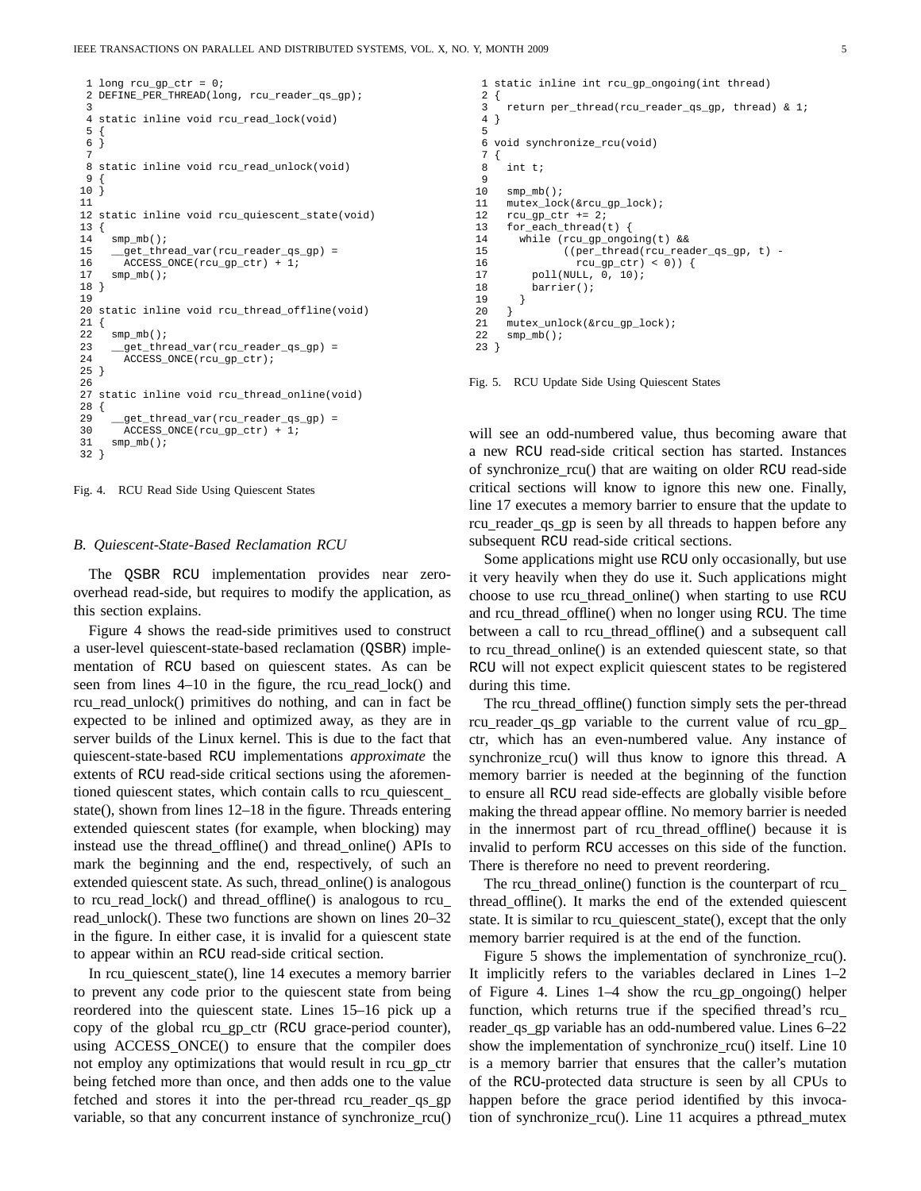```
 1 long rcu_gp_ctr = 0;
 2 DEFINE_PER_THREAD(long, rcu_reader_qs_gp);
 3
 4 static inline void rcu_read_lock(void)
 5 {
 6 }
 7
 8 static inline void rcu_read_unlock(void)
 9 {
10 }
11
12 static inline void rcu_quiescent_state(void)
13 {
14   smp_mb();
15   __get_thread_var(rcu_reader_qs_gp) =
16     ACCESS_ONCE(rcu_gp_ctr) + 1;
17   smp_mb();
18 }
19
20 static inline void rcu_thread_offline(void)
21 {
22   smp_mb();
23   __get_thread_var(rcu_reader_qs_gp) =
24     ACCESS_ONCE(rcu_gp_ctr);
25 }
26
27 static inline void rcu_thread_online(void)
28 {
29   __get_thread_var(rcu_reader_qs_gp) =
30     ACCESS_ONCE(rcu_gp_ctr) + 1;
31   smp_mb();
32 }
```

Fig. 4. RCU Read Side Using Quiescent States

### B. Quiescent-State-Based Reclamation RCU

The QSBR RCU implementation provides near zero-overhead read-side, but requires to modify the application, as this section explains.

Figure 4 shows the read-side primitives used to construct a user-level quiescent-state-based reclamation (QSBR) implementation of RCU based on quiescent states. As can be seen from lines 4–10 in the figure, the rcu_read_lock() and rcu_read_unlock() primitives do nothing, and can in fact be expected to be inlined and optimized away, as they are in server builds of the Linux kernel. This is due to the fact that quiescent-state-based RCU implementations *approximate* the extents of RCU read-side critical sections using the aforementioned quiescent states, which contain calls to rcu_quiescent_state(), shown from lines 12–18 in the figure. Threads entering extended quiescent states (for example, when blocking) may instead use the thread_offline() and thread_online() APIs to mark the beginning and the end, respectively, of such an extended quiescent state. As such, thread_online() is analogous to rcu_read_lock() and thread_offline() is analogous to rcu_read_unlock(). These two functions are shown on lines 20–32 in the figure. In either case, it is invalid for a quiescent state to appear within an RCU read-side critical section.

In rcu_quiescent_state(), line 14 executes a memory barrier to prevent any code prior to the quiescent state from being reordered into the quiescent state. Lines 15–16 pick up a copy of the global rcu_gp_ctr (RCU grace-period counter), using ACCESS_ONCE() to ensure that the compiler does not employ any optimizations that would result in rcu_gp_ctr being fetched more than once, and then adds one to the value fetched and stores it into the per-thread rcu_reader_qs_gp variable, so that any concurrent instance of synchronize_rcu() will see an odd-numbered value, thus becoming aware that a new RCU read-side critical section has started. Instances of synchronize_rcu() that are waiting on older RCU read-side critical sections will know to ignore this new one. Finally, line 17 executes a memory barrier to ensure that the update to rcu_reader_qs_gp is seen by all threads to happen before any subsequent RCU read-side critical sections.

Some applications might use RCU only occasionally, but use it very heavily when they do use it. Such applications might choose to use rcu_thread_online() when starting to use RCU and rcu_thread_offline() when no longer using RCU. The time between a call to rcu_thread_offline() and a subsequent call to rcu_thread_online() is an extended quiescent state, so that RCU will not expect explicit quiescent states to be registered during this time.

The rcu_thread_offline() function simply sets the per-thread rcu_reader_qs_gp variable to the current value of rcu_gp_ctr, which has an even-numbered value. Any instance of synchronize_rcu() will thus know to ignore this thread. A memory barrier is needed at the beginning of the function to ensure all RCU read side-effects are globally visible before making the thread appear offline. No memory barrier is needed in the innermost part of rcu_thread_offline() because it is invalid to perform RCU accesses on this side of the function. There is therefore no need to prevent reordering.

The rcu_thread_online() function is the counterpart of rcu_thread_offline(). It marks the end of the extended quiescent state. It is similar to rcu_quiescent_state(), except that the only memory barrier required is at the end of the function.

```
 1 static inline int rcu_gp_ongoing(int thread)
 2 {
 3   return per_thread(rcu_reader_qs_gp, thread) & 1;
 4 }
 5
 6 void synchronize_rcu(void)
 7 {
 8   int t;
 9
10   smp_mb();
11   mutex_lock(&rcu_gp_lock);
12   rcu_gp_ctr += 2;
13   for_each_thread(t) {
14     while (rcu_gp_ongoing(t) &&
15            ((per_thread(rcu_reader_qs_gp, t) -
16              rcu_gp_ctr) < 0)) {
17       poll(NULL, 0, 10);
18       barrier();
19     }
20   }
21   mutex_unlock(&rcu_gp_lock);
22   smp_mb();
23 }
```

Fig. 5. RCU Update Side Using Quiescent States

Figure 5 shows the implementation of synchronize_rcu(). It implicitly refers to the variables declared in Lines 1–2 of Figure 4. Lines 1–4 show the rcu_gp_ongoing() helper function, which returns true if the specified thread's rcu_reader_qs_gp variable has an odd-numbered value. Lines 6–22 show the implementation of synchronize_rcu() itself. Line 10 is a memory barrier that ensures that the caller's mutation of the RCU-protected data structure is seen by all CPUs to happen before the grace period identified by this invocation of synchronize_rcu(). Line 11 acquires a pthread_mutex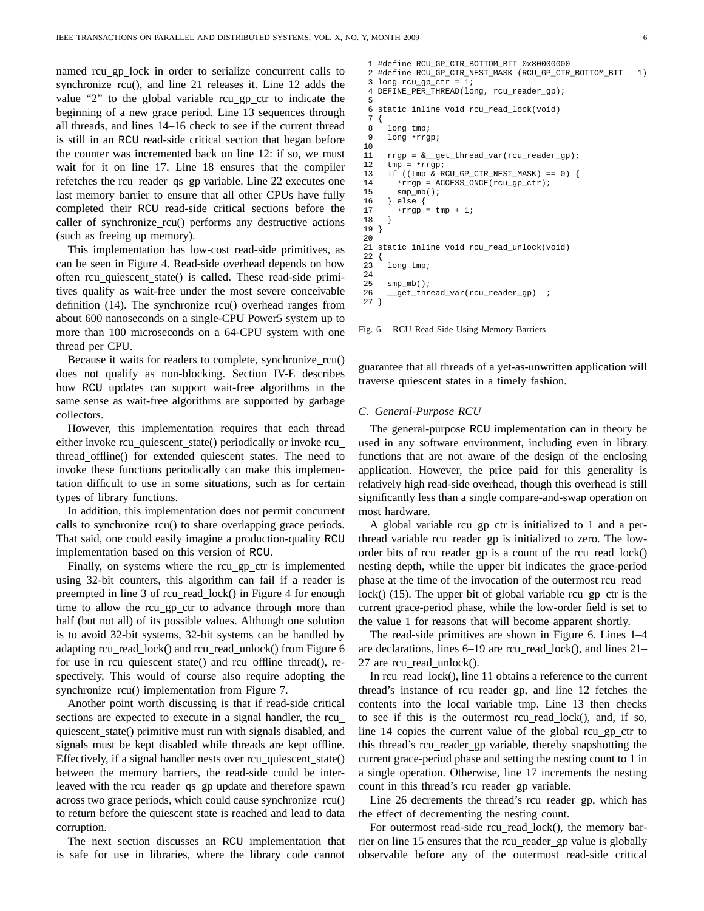named rcu_gp_lock in order to serialize concurrent calls to synchronize_rcu(), and line 21 releases it. Line 12 adds the value "2" to the global variable rcu_gp_ctr to indicate the beginning of a new grace period. Line 13 sequences through all threads, and lines 14–16 check to see if the current thread is still in an RCU read-side critical section that began before the counter was incremented back on line 12: if so, we must wait for it on line 17. Line 18 ensures that the compiler refetches the rcu_reader_qs_gp variable. Line 22 executes one last memory barrier to ensure that all other CPUs have fully completed their RCU read-side critical sections before the caller of synchronize_rcu() performs any destructive actions (such as freeing up memory).

This implementation has low-cost read-side primitives, as can be seen in Figure 4. Read-side overhead depends on how often rcu_quiescent_state() is called. These read-side primitives qualify as wait-free under the most severe conceivable definition (14). The synchronize_rcu() overhead ranges from about 600 nanoseconds on a single-CPU Power5 system up to more than 100 microseconds on a 64-CPU system with one thread per CPU.

Because it waits for readers to complete, synchronize_rcu() does not qualify as non-blocking. Section IV-E describes how RCU updates can support wait-free algorithms in the same sense as wait-free algorithms are supported by garbage collectors.

However, this implementation requires that each thread either invoke rcu_quiescent_state() periodically or invoke rcu_thread_offline() for extended quiescent states. The need to invoke these functions periodically can make this implementation difficult to use in some situations, such as for certain types of library functions.

In addition, this implementation does not permit concurrent calls to synchronize_rcu() to share overlapping grace periods. That said, one could easily imagine a production-quality RCU implementation based on this version of RCU.

Finally, on systems where the rcu_gp_ctr is implemented using 32-bit counters, this algorithm can fail if a reader is preempted in line 3 of rcu_read_lock() in Figure 4 for enough time to allow the rcu_gp_ctr to advance through more than half (but not all) of its possible values. Although one solution is to avoid 32-bit systems, 32-bit systems can be handled by adapting rcu_read_lock() and rcu_read_unlock() from Figure 6 for use in rcu_quiescent_state() and rcu_offline_thread(), respectively. This would of course also require adopting the synchronize_rcu() implementation from Figure 7.

Another point worth discussing is that if read-side critical sections are expected to execute in a signal handler, the rcu_quiescent_state() primitive must run with signals disabled, and signals must be kept disabled while threads are kept offline. Effectively, if a signal handler nests over rcu_quiescent_state() between the memory barriers, the read-side could be interleaved with the rcu_reader_qs_gp update and therefore spawn across two grace periods, which could cause synchronize_rcu() to return before the quiescent state is reached and lead to data corruption.

The next section discusses an RCU implementation that is safe for use in libraries, where the library code cannot guarantee that all threads of a yet-as-unwritten application will traverse quiescent states in a timely fashion.

```
 1 #define RCU_GP_CTR_BOTTOM_BIT 0x80000000
 2 #define RCU_GP_CTR_NEST_MASK (RCU_GP_CTR_BOTTOM_BIT - 1)
 3 long rcu_gp_ctr = 1;
 4 DEFINE_PER_THREAD(long, rcu_reader_gp);
 5
 6 static inline void rcu_read_lock(void)
 7 {
 8   long tmp;
 9   long *rrgp;
10
11   rrgp = &__get_thread_var(rcu_reader_gp);
12   tmp = *rrgp;
13   if ((tmp & RCU_GP_CTR_NEST_MASK) == 0) {
14     *rrgp = ACCESS_ONCE(rcu_gp_ctr);
15     smp_mb();
16   } else {
17     *rrgp = tmp + 1;
18   }
19 }
20
21 static inline void rcu_read_unlock(void)
22 {
23   long tmp;
24
25   smp_mb();
26   __get_thread_var(rcu_reader_gp)--;
27 }
```

Fig. 6. RCU Read Side Using Memory Barriers

### C. General-Purpose RCU

The general-purpose RCU implementation can in theory be used in any software environment, including even in library functions that are not aware of the design of the enclosing application. However, the price paid for this generality is relatively high read-side overhead, though this overhead is still significantly less than a single compare-and-swap operation on most hardware.

A global variable rcu_gp_ctr is initialized to 1 and a per-thread variable rcu_reader_gp is initialized to zero. The low-order bits of rcu_reader_gp is a count of the rcu_read_lock() nesting depth, while the upper bit indicates the grace-period phase at the time of the invocation of the outermost rcu_read_lock() (15). The upper bit of global variable rcu_gp_ctr is the current grace-period phase, while the low-order field is set to the value 1 for reasons that will become apparent shortly.

The read-side primitives are shown in Figure 6. Lines 1–4 are declarations, lines 6–19 are rcu_read_lock(), and lines 21–27 are rcu_read_unlock().

In rcu_read_lock(), line 11 obtains a reference to the current thread's instance of rcu_reader_gp, and line 12 fetches the contents into the local variable tmp. Line 13 then checks to see if this is the outermost rcu_read_lock(), and, if so, line 14 copies the current value of the global rcu_gp_ctr to this thread's rcu_reader_gp variable, thereby snapshotting the current grace-period phase and setting the nesting count to 1 in a single operation. Otherwise, line 17 increments the nesting count in this thread's rcu_reader_gp variable.

Line 26 decrements the thread's rcu_reader_gp, which has the effect of decrementing the nesting count.

For outermost read-side rcu_read_lock(), the memory barrier on line 15 ensures that the rcu_reader_gp value is globally observable before any of the outermost read-side critical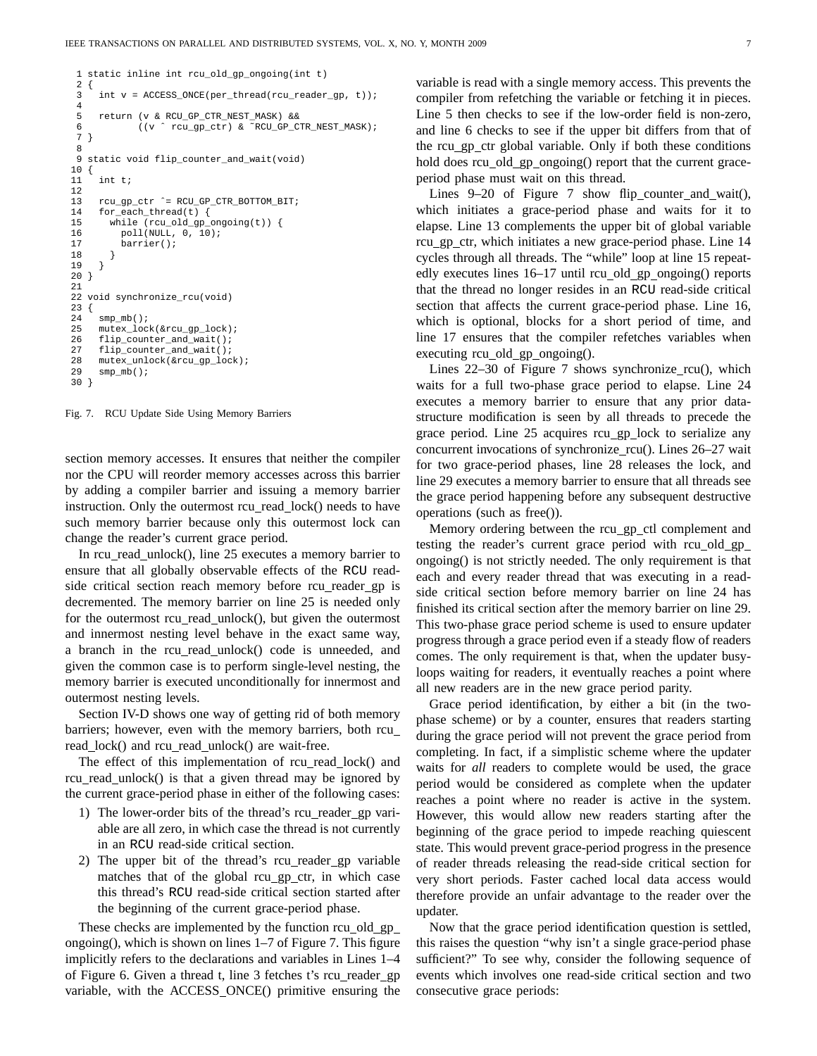```
 1 static inline int rcu_old_gp_ongoing(int t)
 2 {
 3   int v = ACCESS_ONCE(per_thread(rcu_reader_gp, t));
 4
 5   return (v & RCU_GP_CTR_NEST_MASK) &&
 6          ((v ^ rcu_gp_ctr) & ~RCU_GP_CTR_NEST_MASK);
 7 }
 8
 9 static void flip_counter_and_wait(void)
10 {
11   int t;
12
13   rcu_gp_ctr ^= RCU_GP_CTR_BOTTOM_BIT;
14   for_each_thread(t) {
15     while (rcu_old_gp_ongoing(t)) {
16       poll(NULL, 0, 10);
17       barrier();
18     }
19   }
20 }
21
22 void synchronize_rcu(void)
23 {
24   smp_mb();
25   mutex_lock(&rcu_gp_lock);
26   flip_counter_and_wait();
27   flip_counter_and_wait();
28   mutex_unlock(&rcu_gp_lock);
29   smp_mb();
30 }
```

Fig. 7. RCU Update Side Using Memory Barriers

section memory accesses. It ensures that neither the compiler nor the CPU will reorder memory accesses across this barrier by adding a compiler barrier and issuing a memory barrier instruction. Only the outermost rcu_read_lock() needs to have such memory barrier because only this outermost lock can change the reader's current grace period.

In rcu_read_unlock(), line 25 executes a memory barrier to ensure that all globally observable effects of the RCU read-side critical section reach memory before rcu_reader_gp is decremented. The memory barrier on line 25 is needed only for the outermost rcu_read_unlock(), but given the outermost and innermost nesting level behave in the exact same way, a branch in the rcu_read_unlock() code is unneeded, and given the common case is to perform single-level nesting, the memory barrier is executed unconditionally for innermost and outermost nesting levels.

Section IV-D shows one way of getting rid of both memory barriers; however, even with the memory barriers, both rcu_read_lock() and rcu_read_unlock() are wait-free.

The effect of this implementation of rcu_read_lock() and rcu_read_unlock() is that a given thread may be ignored by the current grace-period phase in either of the following cases:

1) The lower-order bits of the thread's rcu_reader_gp variable are all zero, in which case the thread is not currently in an RCU read-side critical section.
2) The upper bit of the thread's rcu_reader_gp variable matches that of the global rcu_gp_ctr, in which case this thread's RCU read-side critical section started after the beginning of the current grace-period phase.

These checks are implemented by the function rcu_old_gp_ongoing(), which is shown on lines 1–7 of Figure 7. This figure implicitly refers to the declarations and variables in Lines 1–4 of Figure 6. Given a thread t, line 3 fetches t's rcu_reader_gp variable, with the ACCESS_ONCE() primitive ensuring the variable is read with a single memory access. This prevents the compiler from refetching the variable or fetching it in pieces. Line 5 then checks to see if the low-order field is non-zero, and line 6 checks to see if the upper bit differs from that of the rcu_gp_ctr global variable. Only if both these conditions hold does rcu_old_gp_ongoing() report that the current grace-period phase must wait on this thread.

Lines 9–20 of Figure 7 show flip_counter_and_wait(), which initiates a grace-period phase and waits for it to elapse. Line 13 complements the upper bit of global variable rcu_gp_ctr, which initiates a new grace-period phase. Line 14 cycles through all threads. The "while" loop at line 15 repeatedly executes lines 16–17 until rcu_old_gp_ongoing() reports that the thread no longer resides in an RCU read-side critical section that affects the current grace-period phase. Line 16, which is optional, blocks for a short period of time, and line 17 ensures that the compiler refetches variables when executing rcu_old_gp_ongoing().

Lines 22–30 of Figure 7 shows synchronize_rcu(), which waits for a full two-phase grace period to elapse. Line 24 executes a memory barrier to ensure that any prior data-structure modification is seen by all threads to precede the grace period. Line 25 acquires rcu_gp_lock to serialize any concurrent invocations of synchronize_rcu(). Lines 26–27 wait for two grace-period phases, line 28 releases the lock, and line 29 executes a memory barrier to ensure that all threads see the grace period happening before any subsequent destructive operations (such as free()).

Memory ordering between the rcu_gp_ctl complement and testing the reader's current grace period with rcu_old_gp_ongoing() is not strictly needed. The only requirement is that each and every reader thread that was executing in a read-side critical section before memory barrier on line 24 has finished its critical section after the memory barrier on line 29. This two-phase grace period scheme is used to ensure updater progress through a grace period even if a steady flow of readers comes. The only requirement is that, when the updater busy-loops waiting for readers, it eventually reaches a point where all new readers are in the new grace period parity.

Grace period identification, by either a bit (in the two-phase scheme) or by a counter, ensures that readers starting during the grace period will not prevent the grace period from completing. In fact, if a simplistic scheme where the updater waits for *all* readers to complete would be used, the grace period would be considered as complete when the updater reaches a point where no reader is active in the system. However, this would allow new readers starting after the beginning of the grace period to impede reaching quiescent state. This would prevent grace-period progress in the presence of reader threads releasing the read-side critical section for very short periods. Faster cached local data access would therefore provide an unfair advantage to the reader over the updater.

Now that the grace period identification question is settled, this raises the question "why isn't a single grace-period phase sufficient?" To see why, consider the following sequence of events which involves one read-side critical section and two consecutive grace periods: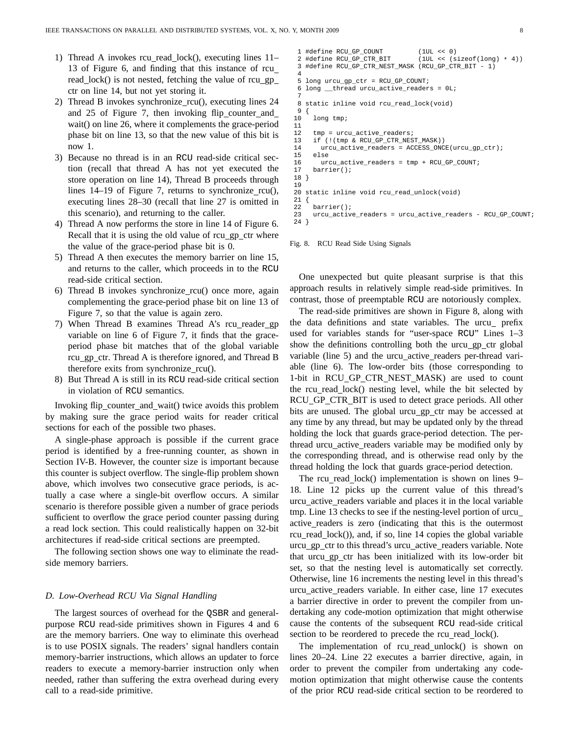1) Thread A invokes rcu_read_lock(), executing lines 11–13 of Figure 6, and finding that this instance of rcu_read_lock() is not nested, fetching the value of rcu_gp_ctr on line 14, but not yet storing it.
2) Thread B invokes synchronize_rcu(), executing lines 24 and 25 of Figure 7, then invoking flip_counter_and_wait() on line 26, where it complements the grace-period phase bit on line 13, so that the new value of this bit is now 1.
3) Because no thread is in an RCU read-side critical section (recall that thread A has not yet executed the store operation on line 14), Thread B proceeds through lines 14–19 of Figure 7, returns to synchronize_rcu(), executing lines 28–30 (recall that line 27 is omitted in this scenario), and returning to the caller.
4) Thread A now performs the store in line 14 of Figure 6. Recall that it is using the old value of rcu_gp_ctr where the value of the grace-period phase bit is 0.
5) Thread A then executes the memory barrier on line 15, and returns to the caller, which proceeds in to the RCU read-side critical section.
6) Thread B invokes synchronize_rcu() once more, again complementing the grace-period phase bit on line 13 of Figure 7, so that the value is again zero.
7) When Thread B examines Thread A's rcu_reader_gp variable on line 6 of Figure 7, it finds that the grace-period phase bit matches that of the global variable rcu_gp_ctr. Thread A is therefore ignored, and Thread B therefore exits from synchronize_rcu().
8) But Thread A is still in its RCU read-side critical section in violation of RCU semantics.

Invoking flip_counter_and_wait() twice avoids this problem by making sure the grace period waits for reader critical sections for each of the possible two phases.

A single-phase approach is possible if the current grace period is identified by a free-running counter, as shown in Section IV-B. However, the counter size is important because this counter is subject overflow. The single-flip problem shown above, which involves two consecutive grace periods, is actually a case where a single-bit overflow occurs. A similar scenario is therefore possible given a number of grace periods sufficient to overflow the grace period counter passing during a read lock section. This could realistically happen on 32-bit architectures if read-side critical sections are preempted.

The following section shows one way to eliminate the read-side memory barriers.

### D. Low-Overhead RCU Via Signal Handling

The largest sources of overhead for the QSBR and general-purpose RCU read-side primitives shown in Figures 4 and 6 are the memory barriers. One way to eliminate this overhead is to use POSIX signals. The readers' signal handlers contain memory-barrier instructions, which allows an updater to force readers to execute a memory-barrier instruction only when needed, rather than suffering the extra overhead during every call to a read-side primitive.

```
 1 #define RCU_GP_COUNT         (1UL << 0)
 2 #define RCU_GP_CTR_BIT       (1UL << (sizeof(long) * 4))
 3 #define RCU_GP_CTR_NEST_MASK (RCU_GP_CTR_BIT - 1)
 4
 5 long urcu_gp_ctr = RCU_GP_COUNT;
 6 long __thread urcu_active_readers = 0L;
 7
 8 static inline void rcu_read_lock(void)
 9 {
10   long tmp;
11
12   tmp = urcu_active_readers;
13   if (!(tmp & RCU_GP_CTR_NEST_MASK))
14     urcu_active_readers = ACCESS_ONCE(urcu_gp_ctr);
15   else
16     urcu_active_readers = tmp + RCU_GP_COUNT;
17   barrier();
18 }
19
20 static inline void rcu_read_unlock(void)
21 {
22   barrier();
23   urcu_active_readers = urcu_active_readers - RCU_GP_COUNT;
24 }
```

Fig. 8. RCU Read Side Using Signals

One unexpected but quite pleasant surprise is that this approach results in relatively simple read-side primitives. In contrast, those of preemptable RCU are notoriously complex.

The read-side primitives are shown in Figure 8, along with the data definitions and state variables. The urcu_ prefix used for variables stands for "user-space RCU" Lines 1–3 show the definitions controlling both the urcu_gp_ctr global variable (line 5) and the urcu_active_readers per-thread variable (line 6). The low-order bits (those corresponding to 1-bit in RCU_GP_CTR_NEST_MASK) are used to count the rcu_read_lock() nesting level, while the bit selected by RCU_GP_CTR_BIT is used to detect grace periods. All other bits are unused. The global urcu_gp_ctr may be accessed at any time by any thread, but may be updated only by the thread holding the lock that guards grace-period detection. The per-thread urcu_active_readers variable may be modified only by the corresponding thread, and is otherwise read only by the thread holding the lock that guards grace-period detection.

The rcu_read_lock() implementation is shown on lines 9–18. Line 12 picks up the current value of this thread's urcu_active_readers variable and places it in the local variable tmp. Line 13 checks to see if the nesting-level portion of urcu_active_readers is zero (indicating that this is the outermost rcu_read_lock()), and, if so, line 14 copies the global variable urcu_gp_ctr to this thread's urcu_active_readers variable. Note that urcu_gp_ctr has been initialized with its low-order bit set, so that the nesting level is automatically set correctly. Otherwise, line 16 increments the nesting level in this thread's urcu_active_readers variable. In either case, line 17 executes a barrier directive in order to prevent the compiler from undertaking any code-motion optimization that might otherwise cause the contents of the subsequent RCU read-side critical section to be reordered to precede the rcu_read_lock().

The implementation of rcu_read_unlock() is shown on lines 20–24. Line 22 executes a barrier directive, again, in order to prevent the compiler from undertaking any code-motion optimization that might otherwise cause the contents of the prior RCU read-side critical section to be reordered to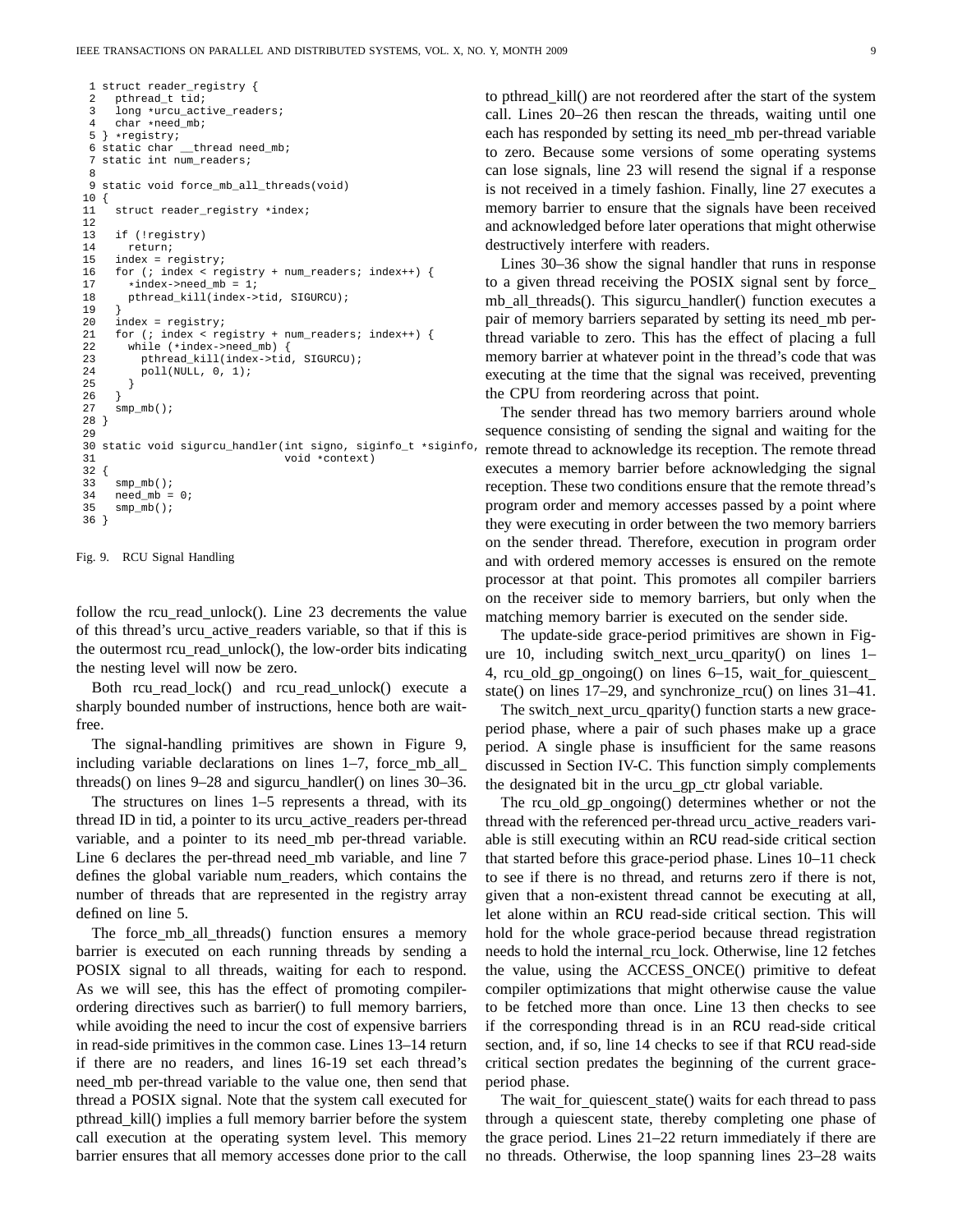```
 1 struct reader_registry {
 2   pthread_t tid;
 3   long *urcu_active_readers;
 4   char *need_mb;
 5 } *registry;
 6 static char __thread need_mb;
 7 static int num_readers;
 8
 9 static void force_mb_all_threads(void)
10 {
11   struct reader_registry *index;
12
13   if (!registry)
14     return;
15   index = registry;
16   for (; index < registry + num_readers; index++) {
17     *index->need_mb = 1;
18     pthread_kill(index->tid, SIGURCU);
19   }
20   index = registry;
21   for (; index < registry + num_readers; index++) {
22     while (*index->need_mb) {
23       pthread_kill(index->tid, SIGURCU);
24       poll(NULL, 0, 1);
25     }
26   }
27   smp_mb();
28 }
29
30 static void sigurcu_handler(int signo, siginfo_t *siginfo,
31                             void *context)
32 {
33   smp_mb();
34   need_mb = 0;
35   smp_mb();
36 }
```

Fig. 9. RCU Signal Handling

follow the rcu_read_unlock(). Line 23 decrements the value of this thread's urcu_active_readers variable, so that if this is the outermost rcu_read_unlock(), the low-order bits indicating the nesting level will now be zero.

Both rcu_read_lock() and rcu_read_unlock() execute a sharply bounded number of instructions, hence both are wait-free.

The signal-handling primitives are shown in Figure 9, including variable declarations on lines 1–7, force_mb_all_threads() on lines 9–28 and sigurcu_handler() on lines 30–36.

The structures on lines 1–5 represents a thread, with its thread ID in tid, a pointer to its urcu_active_readers per-thread variable, and a pointer to its need_mb per-thread variable. Line 6 declares the per-thread need_mb variable, and line 7 defines the global variable num_readers, which contains the number of threads that are represented in the registry array defined on line 5.

The force_mb_all_threads() function ensures a memory barrier is executed on each running threads by sending a POSIX signal to all threads, waiting for each to respond. As we will see, this has the effect of promoting compiler-ordering directives such as barrier() to full memory barriers, while avoiding the need to incur the cost of expensive barriers in read-side primitives in the common case. Lines 13–14 return if there are no readers, and lines 16-19 set each thread's need_mb per-thread variable to the value one, then send that thread a POSIX signal. Note that the system call executed for pthread_kill() implies a full memory barrier before the system call execution at the operating system level. This memory barrier ensures that all memory accesses done prior to the call to pthread_kill() are not reordered after the start of the system call. Lines 20–26 then rescan the threads, waiting until one each has responded by setting its need_mb per-thread variable to zero. Because some versions of some operating systems can lose signals, line 23 will resend the signal if a response is not received in a timely fashion. Finally, line 27 executes a memory barrier to ensure that the signals have been received and acknowledged before later operations that might otherwise destructively interfere with readers.

Lines 30–36 show the signal handler that runs in response to a given thread receiving the POSIX signal sent by force_mb_all_threads(). This sigurcu_handler() function executes a pair of memory barriers separated by setting its need_mb per-thread variable to zero. This has the effect of placing a full memory barrier at whatever point in the thread's code that was executing at the time that the signal was received, preventing the CPU from reordering across that point.

The sender thread has two memory barriers around whole sequence consisting of sending the signal and waiting for the remote thread to acknowledge its reception. The remote thread executes a memory barrier before acknowledging the signal reception. These two conditions ensure that the remote thread's program order and memory accesses passed by a point where they were executing in order between the two memory barriers on the sender thread. Therefore, execution in program order and with ordered memory accesses is ensured on the remote processor at that point. This promotes all compiler barriers on the receiver side to memory barriers, but only when the matching memory barrier is executed on the sender side.

The update-side grace-period primitives are shown in Figure 10, including switch_next_urcu_qparity() on lines 1–4, rcu_old_gp_ongoing() on lines 6–15, wait_for_quiescent_state() on lines 17–29, and synchronize_rcu() on lines 31–41.

The switch_next_urcu_qparity() function starts a new grace-period phase, where a pair of such phases make up a grace period. A single phase is insufficient for the same reasons discussed in Section IV-C. This function simply complements the designated bit in the urcu_gp_ctr global variable.

The rcu_old_gp_ongoing() determines whether or not the thread with the referenced per-thread urcu_active_readers variable is still executing within an RCU read-side critical section that started before this grace-period phase. Lines 10–11 check to see if there is no thread, and returns zero if there is not, given that a non-existent thread cannot be executing at all, let alone within an RCU read-side critical section. This will hold for the whole grace-period because thread registration needs to hold the internal_rcu_lock. Otherwise, line 12 fetches the value, using the ACCESS_ONCE() primitive to defeat compiler optimizations that might otherwise cause the value to be fetched more than once. Line 13 then checks to see if the corresponding thread is in an RCU read-side critical section, and, if so, line 14 checks to see if that RCU read-side critical section predates the beginning of the current grace-period phase.

The wait_for_quiescent_state() waits for each thread to pass through a quiescent state, thereby completing one phase of the grace period. Lines 21–22 return immediately if there are no threads. Otherwise, the loop spanning lines 23–28 waits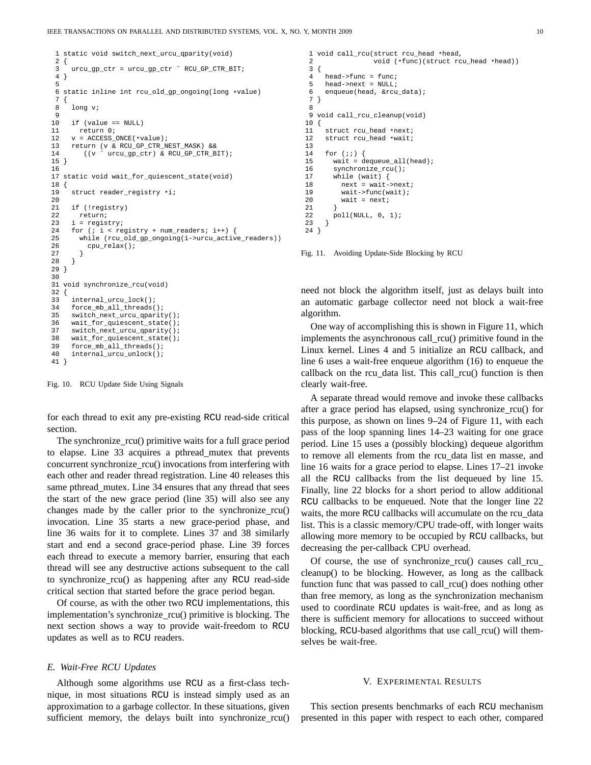```
 1 static void switch_next_urcu_qparity(void)
 2 {
 3   urcu_gp_ctr = urcu_gp_ctr ^ RCU_GP_CTR_BIT;
 4 }
 5
 6 static inline int rcu_old_gp_ongoing(long *value)
 7 {
 8   long v;
 9
10   if (value == NULL)
11     return 0;
12   v = ACCESS_ONCE(*value);
13   return (v & RCU_GP_CTR_NEST_MASK) &&
14       ((v ^ urcu_gp_ctr) & RCU_GP_CTR_BIT);
15 }
16
17 static void wait_for_quiescent_state(void)
18 {
19   struct reader_registry *i;
20
21   if (!registry)
22     return;
23   i = registry;
24   for (; i < registry + num_readers; i++) {
25     while (rcu_old_gp_ongoing(i->urcu_active_readers))
26       cpu_relax();
27     }
28   }
29 }
30
31 void synchronize_rcu(void)
32 {
33   internal_urcu_lock();
34   force_mb_all_threads();
35   switch_next_urcu_qparity();
36   wait_for_quiescent_state();
37   switch_next_urcu_qparity();
38   wait_for_quiescent_state();
39   force_mb_all_threads();
40   internal_urcu_unlock();
41 }
```

Fig. 10. RCU Update Side Using Signals

for each thread to exit any pre-existing RCU read-side critical section.

The synchronize_rcu() primitive waits for a full grace period to elapse. Line 33 acquires a pthread_mutex that prevents concurrent synchronize_rcu() invocations from interfering with each other and reader thread registration. Line 40 releases this same pthread_mutex. Line 34 ensures that any thread that sees the start of the new grace period (line 35) will also see any changes made by the caller prior to the synchronize_rcu() invocation. Line 35 starts a new grace-period phase, and line 36 waits for it to complete. Lines 37 and 38 similarly start and end a second grace-period phase. Line 39 forces each thread to execute a memory barrier, ensuring that each thread will see any destructive actions subsequent to the call to synchronize_rcu() as happening after any RCU read-side critical section that started before the grace period began.

Of course, as with the other two RCU implementations, this implementation's synchronize_rcu() primitive is blocking. The next section shows a way to provide wait-freedom to RCU updates as well as to RCU readers.

### *E. Wait-Free RCU Updates*

Although some algorithms use RCU as a first-class technique, in most situations RCU is instead simply used as an approximation to a garbage collector. In these situations, given sufficient memory, the delays built into synchronize_rcu() need not block the algorithm itself, just as delays built into an automatic garbage collector need not block a wait-free algorithm.

```
 1 void call_rcu(struct rcu_head *head,
 2               void (*func)(struct rcu_head *head))
 3 {
 4   head->func = func;
 5   head->next = NULL;
 6   enqueue(head, &rcu_data);
 7 }
 8
 9 void call_rcu_cleanup(void)
10 {
11   struct rcu_head *next;
12   struct rcu_head *wait;
13
14   for (;;) {
15     wait = dequeue_all(head);
16     synchronize_rcu();
17     while (wait) {
18       next = wait->next;
19       wait->func(wait);
20       wait = next;
21     }
22     poll(NULL, 0, 1);
23   }
24 }
```

Fig. 11. Avoiding Update-Side Blocking by RCU

One way of accomplishing this is shown in Figure 11, which implements the asynchronous call_rcu() primitive found in the Linux kernel. Lines 4 and 5 initialize an RCU callback, and line 6 uses a wait-free enqueue algorithm (16) to enqueue the callback on the rcu_data list. This call_rcu() function is then clearly wait-free.

A separate thread would remove and invoke these callbacks after a grace period has elapsed, using synchronize_rcu() for this purpose, as shown on lines 9–24 of Figure 11, with each pass of the loop spanning lines 14–23 waiting for one grace period. Line 15 uses a (possibly blocking) dequeue algorithm to remove all elements from the rcu_data list en masse, and line 16 waits for a grace period to elapse. Lines 17–21 invoke all the RCU callbacks from the list dequeued by line 15. Finally, line 22 blocks for a short period to allow additional RCU callbacks to be enqueued. Note that the longer line 22 waits, the more RCU callbacks will accumulate on the rcu_data list. This is a classic memory/CPU trade-off, with longer waits allowing more memory to be occupied by RCU callbacks, but decreasing the per-callback CPU overhead.

Of course, the use of synchronize_rcu() causes call_rcu_cleanup() to be blocking. However, as long as the callback function func that was passed to call_rcu() does nothing other than free memory, as long as the synchronization mechanism used to coordinate RCU updates is wait-free, and as long as there is sufficient memory for allocations to succeed without blocking, RCU-based algorithms that use call_rcu() will themselves be wait-free.

## V. EXPERIMENTAL RESULTS

This section presents benchmarks of each RCU mechanism presented in this paper with respect to each other, compared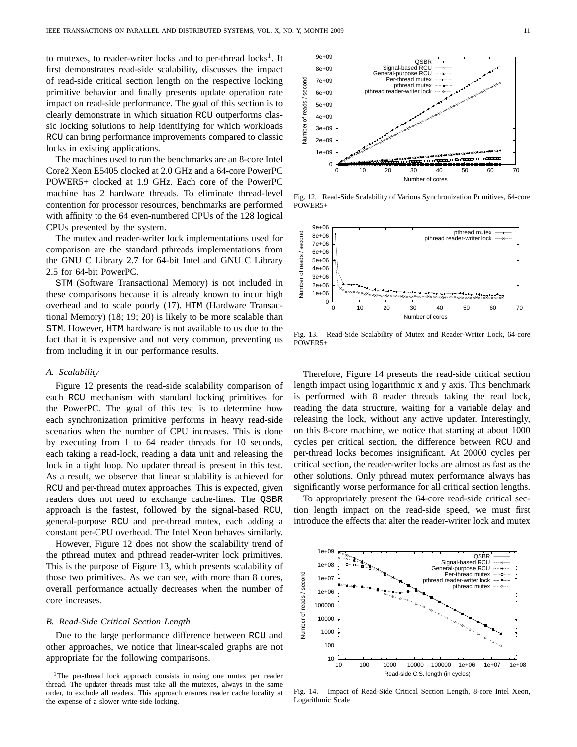to mutexes, to reader-writer locks and to per-thread locks[1]. It first demonstrates read-side scalability, discusses the impact of read-side critical section length on the respective locking primitive behavior and finally presents update operation rate impact on read-side performance. The goal of this section is to clearly demonstrate in which situation RCU outperforms classic locking solutions to help identifying for which workloads RCU can bring performance improvements compared to classic locks in existing applications.

The machines used to run the benchmarks are an 8-core Intel Core2 Xeon E5405 clocked at 2.0 GHz and a 64-core PowerPC POWER5+ clocked at 1.9 GHz. Each core of the PowerPC machine has 2 hardware threads. To eliminate thread-level contention for processor resources, benchmarks are performed with affinity to the 64 even-numbered CPUs of the 128 logical CPUs presented by the system.

The mutex and reader-writer lock implementations used for comparison are the standard pthreads implementations from the GNU C Library 2.7 for 64-bit Intel and GNU C Library 2.5 for 64-bit PowerPC.

STM (Software Transactional Memory) is not included in these comparisons because it is already known to incur high overhead and to scale poorly (17). HTM (Hardware Transactional Memory) (18; 19; 20) is likely to be more scalable than STM. However, HTM hardware is not available to us due to the fact that it is expensive and not very common, preventing us from including it in our performance results.

### *A. Scalability*

Figure 12 presents the read-side scalability comparison of each RCU mechanism with standard locking primitives for the PowerPC. The goal of this test is to determine how each synchronization primitive performs in heavy read-side scenarios when the number of CPU increases. This is done by executing from 1 to 64 reader threads for 10 seconds, each taking a read-lock, reading a data unit and releasing the lock in a tight loop. No updater thread is present in this test. As a result, we observe that linear scalability is achieved for RCU and per-thread mutex approaches. This is expected, given readers does not need to exchange cache-lines. The QSBR approach is the fastest, followed by the signal-based RCU, general-purpose RCU and per-thread mutex, each adding a constant per-CPU overhead. The Intel Xeon behaves similarly.

However, Figure 12 does not show the scalability trend of the pthread mutex and pthread reader-writer lock primitives. This is the purpose of Figure 13, which presents scalability of those two primitives. As we can see, with more than 8 cores, overall performance actually decreases when the number of core increases.

### *B. Read-Side Critical Section Length*

Due to the large performance difference between RCU and other approaches, we notice that linear-scaled graphs are not appropriate for the following comparisons.

[1]The per-thread lock approach consists in using one mutex per reader thread. The updater threads must take all the mutexes, always in the same order, to exclude all readers. This approach ensures reader cache locality at the expense of a slower write-side locking.

QSBR
Signal-based RCU
General-purpose RCU
Per-thread mutex
pthread mutex
pthread reader-writer lock
Number of reads / second
0
1e+09
2e+09
3e+09
4e+09
5e+09
6e+09
7e+09
8e+09
9e+09
Number of cores
0 10 20 30 40 50 60 70

Fig. 12. Read-Side Scalability of Various Synchronization Primitives, 64-core POWER5+

pthread mutex
pthread reader-writer lock
Number of reads / second
0
1e+06
2e+06
3e+06
4e+06
5e+06
6e+06
7e+06
8e+06
9e+06
Number of cores
0 10 20 30 40 50 60 70

Fig. 13. Read-Side Scalability of Mutex and Reader-Writer Lock, 64-core POWER5+

Therefore, Figure 14 presents the read-side critical section length impact using logarithmic x and y axis. This benchmark is performed with 8 reader threads taking the read lock, reading the data structure, waiting for a variable delay and releasing the lock, without any active updater. Interestingly, on this 8-core machine, we notice that starting at about 1000 cycles per critical section, the difference between RCU and per-thread locks becomes insignificant. At 20000 cycles per critical section, the reader-writer locks are almost as fast as the other solutions. Only pthread mutex performance always has significantly worse performance for all critical section lengths.

To appropriately present the 64-core read-side critical section length impact on the read-side speed, we must first introduce the effects that alter the reader-writer lock and mutex

QSBR
Signal-based RCU
General-purpose RCU
Per-thread mutex
pthread reader-writer lock
pthread mutex
Number of reads / second
10
100
1000
10000
100000
1e+06
1e+07
1e+08
1e+09
Read-side C.S. length (in cycles)
10 100 1000 10000 100000 1e+06 1e+07 1e+08

Fig. 14. Impact of Read-Side Critical Section Length, 8-core Intel Xeon, Logarithmic Scale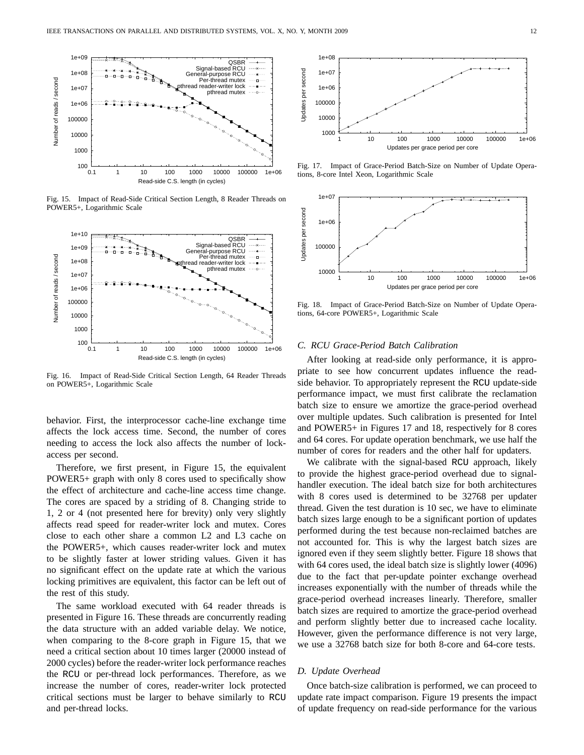1e+09
1e+08
1e+07
1e+06
100000
10000
1000
100
Number of reads / second
0.1 1 10 100 1000 10000 100000 1e+06
Read-side C.S. length (in cycles)
QSBR
Signal-based RCU
General-purpose RCU
Per-thread mutex
pthread reader-writer lock
pthread mutex

Fig. 15. Impact of Read-Side Critical Section Length, 8 Reader Threads on POWER5+, Logarithmic Scale

1e+10
1e+09
1e+08
1e+07
1e+06
100000
10000
1000
100
Number of reads / second
0.1 1 10 100 1000 10000 100000 1e+06
Read-side C.S. length (in cycles)
QSBR
Signal-based RCU
General-purpose RCU
Per-thread mutex
pthread reader-writer lock
pthread mutex

Fig. 16. Impact of Read-Side Critical Section Length, 64 Reader Threads on POWER5+, Logarithmic Scale

behavior. First, the interprocessor cache-line exchange time affects the lock access time. Second, the number of cores needing to access the lock also affects the number of lock-access per second.

Therefore, we first present, in Figure 15, the equivalent POWER5+ graph with only 8 cores used to specifically show the effect of architecture and cache-line access time change. The cores are spaced by a striding of 8. Changing stride to 1, 2 or 4 (not presented here for brevity) only very slightly affects read speed for reader-writer lock and mutex. Cores close to each other share a common L2 and L3 cache on the POWER5+, which causes reader-writer lock and mutex to be slightly faster at lower striding values. Given it has no significant effect on the update rate at which the various locking primitives are equivalent, this factor can be left out of the rest of this study.

The same workload executed with 64 reader threads is presented in Figure 16. These threads are concurrently reading the data structure with an added variable delay. We notice, when comparing to the 8-core graph in Figure 15, that we need a critical section about 10 times larger (20000 instead of 2000 cycles) before the reader-writer lock performance reaches the RCU or per-thread lock performances. Therefore, as we increase the number of cores, reader-writer lock protected critical sections must be larger to behave similarly to RCU and per-thread locks.

1e+08
1e+07
1e+06
100000
10000
1000
Updates per second
1 10 100 1000 10000 100000 1e+06
Updates per grace period per core

Fig. 17. Impact of Grace-Period Batch-Size on Number of Update Operations, 8-core Intel Xeon, Logarithmic Scale

1e+07
1e+06
100000
10000
Updates per second
1 10 100 1000 10000 100000 1e+06
Updates per grace period per core

Fig. 18. Impact of Grace-Period Batch-Size on Number of Update Operations, 64-core POWER5+, Logarithmic Scale

### C. RCU Grace-Period Batch Calibration

After looking at read-side only performance, it is appropriate to see how concurrent updates influence the read-side behavior. To appropriately represent the RCU update-side performance impact, we must first calibrate the reclamation batch size to ensure we amortize the grace-period overhead over multiple updates. Such calibration is presented for Intel and POWER5+ in Figures 17 and 18, respectively for 8 cores and 64 cores. For update operation benchmark, we use half the number of cores for readers and the other half for updaters.

We calibrate with the signal-based RCU approach, likely to provide the highest grace-period overhead due to signal-handler execution. The ideal batch size for both architectures with 8 cores used is determined to be 32768 per updater thread. Given the test duration is 10 sec, we have to eliminate batch sizes large enough to be a significant portion of updates performed during the test because non-reclaimed batches are not accounted for. This is why the largest batch sizes are ignored even if they seem slightly better. Figure 18 shows that with 64 cores used, the ideal batch size is slightly lower (4096) due to the fact that per-update pointer exchange overhead increases exponentially with the number of threads while the grace-period overhead increases linearly. Therefore, smaller batch sizes are required to amortize the grace-period overhead and perform slightly better due to increased cache locality. However, given the performance difference is not very large, we use a 32768 batch size for both 8-core and 64-core tests.

### D. Update Overhead

Once batch-size calibration is performed, we can proceed to update rate impact comparison. Figure 19 presents the impact of update frequency on read-side performance for the various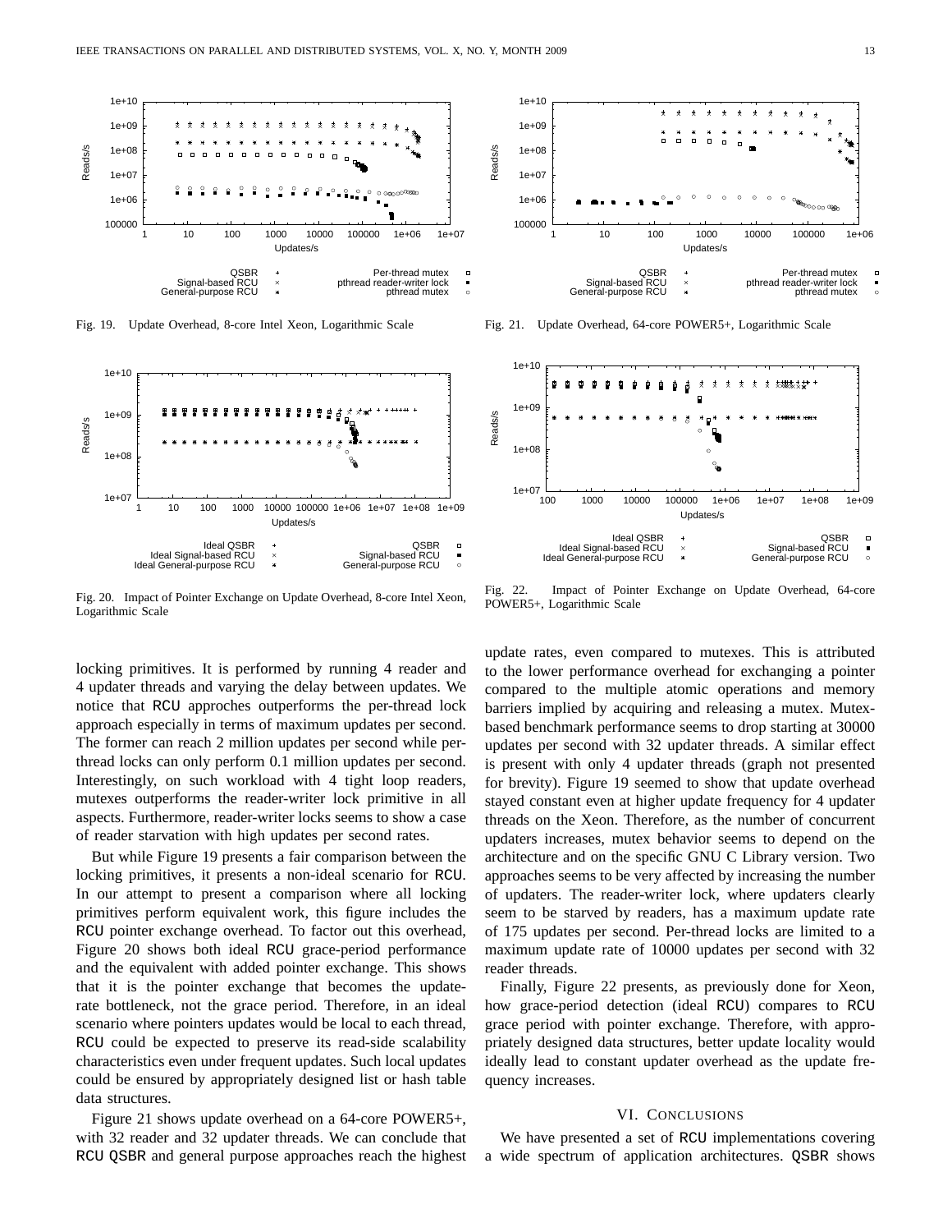1e+10

1e+09

1e+08

1e+07

1e+06

100000

Reads/s

1 10 100 1000 10000 100000 1e+06 1e+07

Updates/s

QSBR
Signal-based RCU
General-purpose RCU
Per-thread mutex
pthread reader-writer lock
pthread mutex

Fig. 19. Update Overhead, 8-core Intel Xeon, Logarithmic Scale

1e+10

1e+09

1e+08

1e+07

Reads/s

1 10 100 1000 10000 100000 1e+06 1e+07 1e+08 1e+09

Updates/s

Ideal QSBR
Ideal Signal-based RCU
Ideal General-purpose RCU
QSBR
Signal-based RCU
General-purpose RCU

Fig. 20. Impact of Pointer Exchange on Update Overhead, 8-core Intel Xeon, Logarithmic Scale

1e+10

1e+09

1e+08

1e+07

1e+06

100000

Reads/s

1 10 100 1000 10000 100000 1e+06

Updates/s

QSBR
Signal-based RCU
General-purpose RCU
Per-thread mutex
pthread reader-writer lock
pthread mutex

Fig. 21. Update Overhead, 64-core POWER5+, Logarithmic Scale

1e+10

1e+09

1e+08

1e+07

Reads/s

100 1000 10000 100000 1e+06 1e+07 1e+08 1e+09

Updates/s

Ideal QSBR
Ideal Signal-based RCU
Ideal General-purpose RCU
QSBR
Signal-based RCU
General-purpose RCU

Fig. 22. Impact of Pointer Exchange on Update Overhead, 64-core POWER5+, Logarithmic Scale

locking primitives. It is performed by running 4 reader and 4 updater threads and varying the delay between updates. We notice that RCU approches outperforms the per-thread lock approach especially in terms of maximum updates per second. The former can reach 2 million updates per second while per-thread locks can only perform 0.1 million updates per second. Interestingly, on such workload with 4 tight loop readers, mutexes outperforms the reader-writer lock primitive in all aspects. Furthermore, reader-writer locks seems to show a case of reader starvation with high updates per second rates.

But while Figure 19 presents a fair comparison between the locking primitives, it presents a non-ideal scenario for RCU. In our attempt to present a comparison where all locking primitives perform equivalent work, this figure includes the RCU pointer exchange overhead. To factor out this overhead, Figure 20 shows both ideal RCU grace-period performance and the equivalent with added pointer exchange. This shows that it is the pointer exchange that becomes the update-rate bottleneck, not the grace period. Therefore, in an ideal scenario where pointers updates would be local to each thread, RCU could be expected to preserve its read-side scalability characteristics even under frequent updates. Such local updates could be ensured by appropriately designed list or hash table data structures.

Figure 21 shows update overhead on a 64-core POWER5+, with 32 reader and 32 updater threads. We can conclude that RCU QSBR and general purpose approaches reach the highest update rates, even compared to mutexes. This is attributed to the lower performance overhead for exchanging a pointer compared to the multiple atomic operations and memory barriers implied by acquiring and releasing a mutex. Mutex-based benchmark performance seems to drop starting at 30000 updates per second with 32 updater threads. A similar effect is present with only 4 updater threads (graph not presented for brevity). Figure 19 seemed to show that update overhead stayed constant even at higher update frequency for 4 updater threads on the Xeon. Therefore, as the number of concurrent updaters increases, mutex behavior seems to depend on the architecture and on the specific GNU C Library version. Two approaches seems to be very affected by increasing the number of updaters. The reader-writer lock, where updaters clearly seem to be starved by readers, has a maximum update rate of 175 updates per second. Per-thread locks are limited to a maximum update rate of 10000 updates per second with 32 reader threads.

Finally, Figure 22 presents, as previously done for Xeon, how grace-period detection (ideal RCU) compares to RCU grace period with pointer exchange. Therefore, with appropriately designed data structures, better update locality would ideally lead to constant updater overhead as the update frequency increases.

## VI. Conclusions

We have presented a set of RCU implementations covering a wide spectrum of application architectures. QSBR shows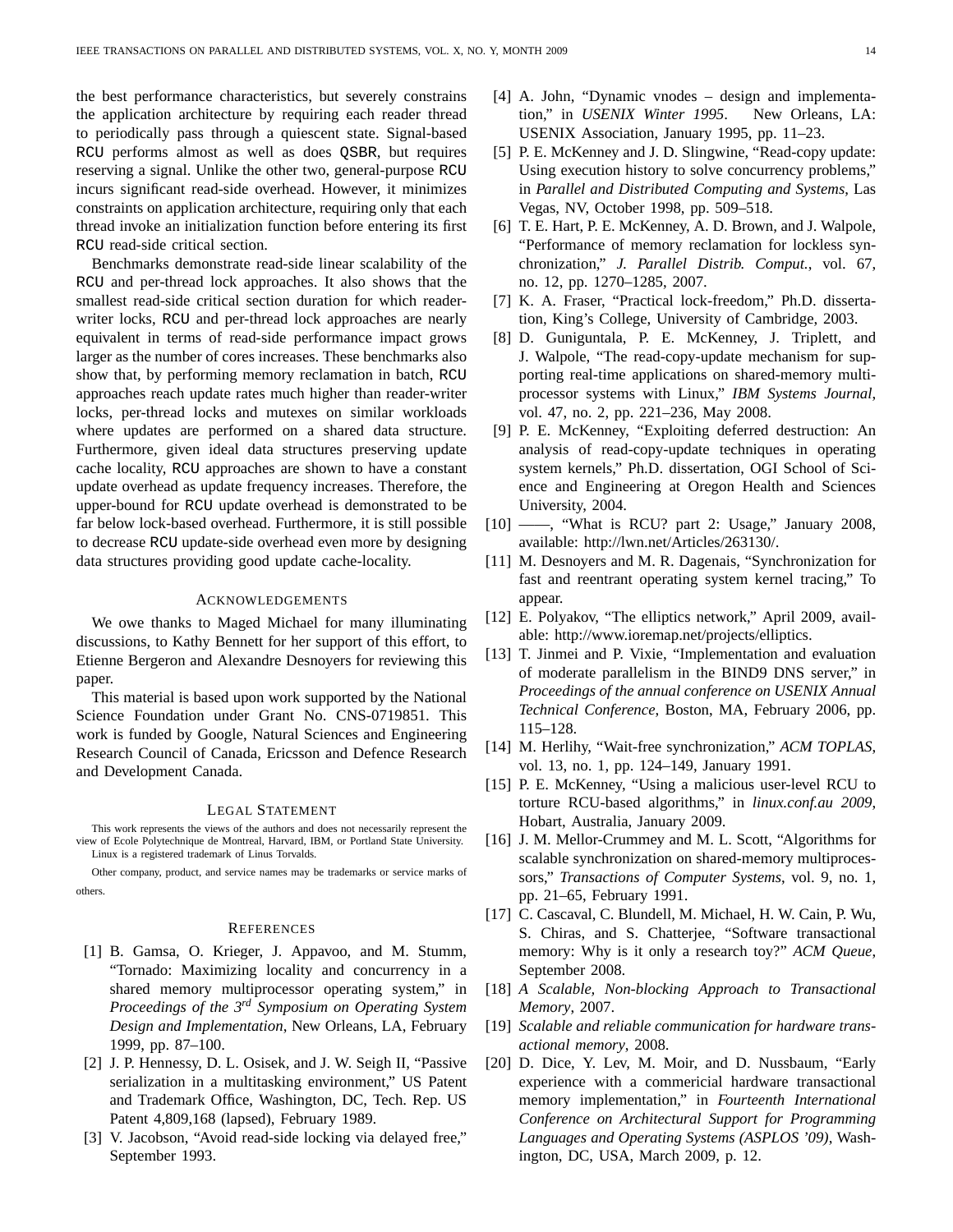the best performance characteristics, but severely constrains the application architecture by requiring each reader thread to periodically pass through a quiescent state. Signal-based RCU performs almost as well as does QSBR, but requires reserving a signal. Unlike the other two, general-purpose RCU incurs significant read-side overhead. However, it minimizes constraints on application architecture, requiring only that each thread invoke an initialization function before entering its first RCU read-side critical section.

Benchmarks demonstrate read-side linear scalability of the RCU and per-thread lock approaches. It also shows that the smallest read-side critical section duration for which reader-writer locks, RCU and per-thread lock approaches are nearly equivalent in terms of read-side performance impact grows larger as the number of cores increases. These benchmarks also show that, by performing memory reclamation in batch, RCU approaches reach update rates much higher than reader-writer locks, per-thread locks and mutexes on similar workloads where updates are performed on a shared data structure. Furthermore, given ideal data structures preserving update cache locality, RCU approaches are shown to have a constant update overhead as update frequency increases. Therefore, the upper-bound for RCU update overhead is demonstrated to be far below lock-based overhead. Furthermore, it is still possible to decrease RCU update-side overhead even more by designing data structures providing good update cache-locality.

## Acknowledgements

We owe thanks to Maged Michael for many illuminating discussions, to Kathy Bennett for her support of this effort, to Etienne Bergeron and Alexandre Desnoyers for reviewing this paper.

This material is based upon work supported by the National Science Foundation under Grant No. CNS-0719851. This work is funded by Google, Natural Sciences and Engineering Research Council of Canada, Ericsson and Defence Research and Development Canada.

## Legal Statement

This work represents the views of the authors and does not necessarily represent the view of Ecole Polytechnique de Montreal, Harvard, IBM, or Portland State University. Linux is a registered trademark of Linus Torvalds.

Other company, product, and service names may be trademarks or service marks of others.

## References

[1] B. Gamsa, O. Krieger, J. Appavoo, and M. Stumm, "Tornado: Maximizing locality and concurrency in a shared memory multiprocessor operating system," in *Proceedings of the 3rd Symposium on Operating System Design and Implementation*, New Orleans, LA, February 1999, pp. 87–100.

[2] J. P. Hennessy, D. L. Osisek, and J. W. Seigh II, "Passive serialization in a multitasking environment," US Patent and Trademark Office, Washington, DC, Tech. Rep. US Patent 4,809,168 (lapsed), February 1989.

[3] V. Jacobson, "Avoid read-side locking via delayed free," September 1993.

[4] A. John, "Dynamic vnodes – design and implementation," in *USENIX Winter 1995*. New Orleans, LA: USENIX Association, January 1995, pp. 11–23.

[5] P. E. McKenney and J. D. Slingwine, "Read-copy update: Using execution history to solve concurrency problems," in *Parallel and Distributed Computing and Systems*, Las Vegas, NV, October 1998, pp. 509–518.

[6] T. E. Hart, P. E. McKenney, A. D. Brown, and J. Walpole, "Performance of memory reclamation for lockless synchronization," *J. Parallel Distrib. Comput.*, vol. 67, no. 12, pp. 1270–1285, 2007.

[7] K. A. Fraser, "Practical lock-freedom," Ph.D. dissertation, King's College, University of Cambridge, 2003.

[8] D. Guniguntala, P. E. McKenney, J. Triplett, and J. Walpole, "The read-copy-update mechanism for supporting real-time applications on shared-memory multiprocessor systems with Linux," *IBM Systems Journal*, vol. 47, no. 2, pp. 221–236, May 2008.

[9] P. E. McKenney, "Exploiting deferred destruction: An analysis of read-copy-update techniques in operating system kernels," Ph.D. dissertation, OGI School of Science and Engineering at Oregon Health and Sciences University, 2004.

[10] ——, "What is RCU? part 2: Usage," January 2008, available: http://lwn.net/Articles/263130/.

[11] M. Desnoyers and M. R. Dagenais, "Synchronization for fast and reentrant operating system kernel tracing," To appear.

[12] E. Polyakov, "The elliptics network," April 2009, available: http://www.ioremap.net/projects/elliptics.

[13] T. Jinmei and P. Vixie, "Implementation and evaluation of moderate parallelism in the BIND9 DNS server," in *Proceedings of the annual conference on USENIX Annual Technical Conference*, Boston, MA, February 2006, pp. 115–128.

[14] M. Herlihy, "Wait-free synchronization," *ACM TOPLAS*, vol. 13, no. 1, pp. 124–149, January 1991.

[15] P. E. McKenney, "Using a malicious user-level RCU to torture RCU-based algorithms," in *linux.conf.au 2009*, Hobart, Australia, January 2009.

[16] J. M. Mellor-Crummey and M. L. Scott, "Algorithms for scalable synchronization on shared-memory multiprocessors," *Transactions of Computer Systems*, vol. 9, no. 1, pp. 21–65, February 1991.

[17] C. Cascaval, C. Blundell, M. Michael, H. W. Cain, P. Wu, S. Chiras, and S. Chatterjee, "Software transactional memory: Why is it only a research toy?" *ACM Queue*, September 2008.

[18] *A Scalable, Non-blocking Approach to Transactional Memory*, 2007.

[19] *Scalable and reliable communication for hardware transactional memory*, 2008.

[20] D. Dice, Y. Lev, M. Moir, and D. Nussbaum, "Early experience with a commericial hardware transactional memory implementation," in *Fourteenth International Conference on Architectural Support for Programming Languages and Operating Systems (ASPLOS '09)*, Washington, DC, USA, March 2009, p. 12.